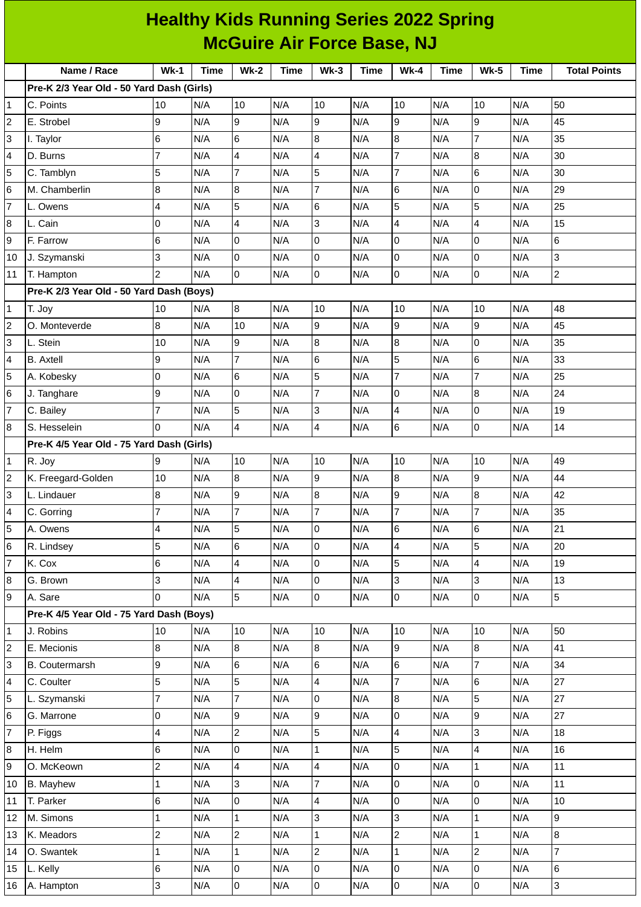# Healthy Kids Running Series 2022 Spring
## McGuire Air Force Base, NJ

| | Name / Race | Wk-1 | Time | Wk-2 | Time | Wk-3 | Time | Wk-4 | Time | Wk-5 | Time | Total Points |
|---|---|---|---|---|---|---|---|---|---|---|---|---|
| | **Pre-K 2/3 Year Old - 50 Yard Dash (Girls)** | | | | | | | | | | | |
| 1 | C. Points | 10 | N/A | 10 | N/A | 10 | N/A | 10 | N/A | 10 | N/A | 50 |
| 2 | E. Strobel | 9 | N/A | 9 | N/A | 9 | N/A | 9 | N/A | 9 | N/A | 45 |
| 3 | I. Taylor | 6 | N/A | 6 | N/A | 8 | N/A | 8 | N/A | 7 | N/A | 35 |
| 4 | D. Burns | 7 | N/A | 4 | N/A | 4 | N/A | 7 | N/A | 8 | N/A | 30 |
| 5 | C. Tamblyn | 5 | N/A | 7 | N/A | 5 | N/A | 7 | N/A | 6 | N/A | 30 |
| 6 | M. Chamberlin | 8 | N/A | 8 | N/A | 7 | N/A | 6 | N/A | 0 | N/A | 29 |
| 7 | L. Owens | 4 | N/A | 5 | N/A | 6 | N/A | 5 | N/A | 5 | N/A | 25 |
| 8 | L. Cain | 0 | N/A | 4 | N/A | 3 | N/A | 4 | N/A | 4 | N/A | 15 |
| 9 | F. Farrow | 6 | N/A | 0 | N/A | 0 | N/A | 0 | N/A | 0 | N/A | 6 |
| 10 | J. Szymanski | 3 | N/A | 0 | N/A | 0 | N/A | 0 | N/A | 0 | N/A | 3 |
| 11 | T. Hampton | 2 | N/A | 0 | N/A | 0 | N/A | 0 | N/A | 0 | N/A | 2 |
| | **Pre-K 2/3 Year Old - 50 Yard Dash (Boys)** | | | | | | | | | | | |
| 1 | T. Joy | 10 | N/A | 8 | N/A | 10 | N/A | 10 | N/A | 10 | N/A | 48 |
| 2 | O. Monteverde | 8 | N/A | 10 | N/A | 9 | N/A | 9 | N/A | 9 | N/A | 45 |
| 3 | L. Stein | 10 | N/A | 9 | N/A | 8 | N/A | 8 | N/A | 0 | N/A | 35 |
| 4 | B. Axtell | 9 | N/A | 7 | N/A | 6 | N/A | 5 | N/A | 6 | N/A | 33 |
| 5 | A. Kobesky | 0 | N/A | 6 | N/A | 5 | N/A | 7 | N/A | 7 | N/A | 25 |
| 6 | J. Tanghare | 9 | N/A | 0 | N/A | 7 | N/A | 0 | N/A | 8 | N/A | 24 |
| 7 | C. Bailey | 7 | N/A | 5 | N/A | 3 | N/A | 4 | N/A | 0 | N/A | 19 |
| 8 | S. Hesselein | 0 | N/A | 4 | N/A | 4 | N/A | 6 | N/A | 0 | N/A | 14 |
| | **Pre-K 4/5 Year Old - 75 Yard Dash (Girls)** | | | | | | | | | | | |
| 1 | R. Joy | 9 | N/A | 10 | N/A | 10 | N/A | 10 | N/A | 10 | N/A | 49 |
| 2 | K. Freegard-Golden | 10 | N/A | 8 | N/A | 9 | N/A | 8 | N/A | 9 | N/A | 44 |
| 3 | L. Lindauer | 8 | N/A | 9 | N/A | 8 | N/A | 9 | N/A | 8 | N/A | 42 |
| 4 | C. Gorring | 7 | N/A | 7 | N/A | 7 | N/A | 7 | N/A | 7 | N/A | 35 |
| 5 | A. Owens | 4 | N/A | 5 | N/A | 0 | N/A | 6 | N/A | 6 | N/A | 21 |
| 6 | R. Lindsey | 5 | N/A | 6 | N/A | 0 | N/A | 4 | N/A | 5 | N/A | 20 |
| 7 | K. Cox | 6 | N/A | 4 | N/A | 0 | N/A | 5 | N/A | 4 | N/A | 19 |
| 8 | G. Brown | 3 | N/A | 4 | N/A | 0 | N/A | 3 | N/A | 3 | N/A | 13 |
| 9 | A. Sare | 0 | N/A | 5 | N/A | 0 | N/A | 0 | N/A | 0 | N/A | 5 |
| | **Pre-K 4/5 Year Old - 75 Yard Dash (Boys)** | | | | | | | | | | | |
| 1 | J. Robins | 10 | N/A | 10 | N/A | 10 | N/A | 10 | N/A | 10 | N/A | 50 |
| 2 | E. Mecionis | 8 | N/A | 8 | N/A | 8 | N/A | 9 | N/A | 8 | N/A | 41 |
| 3 | B. Coutermarsh | 9 | N/A | 6 | N/A | 6 | N/A | 6 | N/A | 7 | N/A | 34 |
| 4 | C. Coulter | 5 | N/A | 5 | N/A | 4 | N/A | 7 | N/A | 6 | N/A | 27 |
| 5 | L. Szymanski | 7 | N/A | 7 | N/A | 0 | N/A | 8 | N/A | 5 | N/A | 27 |
| 6 | G. Marrone | 0 | N/A | 9 | N/A | 9 | N/A | 0 | N/A | 9 | N/A | 27 |
| 7 | P. Figgs | 4 | N/A | 2 | N/A | 5 | N/A | 4 | N/A | 3 | N/A | 18 |
| 8 | H. Helm | 6 | N/A | 0 | N/A | 1 | N/A | 5 | N/A | 4 | N/A | 16 |
| 9 | O. McKeown | 2 | N/A | 4 | N/A | 4 | N/A | 0 | N/A | 1 | N/A | 11 |
| 10 | B. Mayhew | 1 | N/A | 3 | N/A | 7 | N/A | 0 | N/A | 0 | N/A | 11 |
| 11 | T. Parker | 6 | N/A | 0 | N/A | 4 | N/A | 0 | N/A | 0 | N/A | 10 |
| 12 | M. Simons | 1 | N/A | 1 | N/A | 3 | N/A | 3 | N/A | 1 | N/A | 9 |
| 13 | K. Meadors | 2 | N/A | 2 | N/A | 1 | N/A | 2 | N/A | 1 | N/A | 8 |
| 14 | O. Swantek | 1 | N/A | 1 | N/A | 2 | N/A | 1 | N/A | 2 | N/A | 7 |
| 15 | L. Kelly | 6 | N/A | 0 | N/A | 0 | N/A | 0 | N/A | 0 | N/A | 6 |
| 16 | A. Hampton | 3 | N/A | 0 | N/A | 0 | N/A | 0 | N/A | 0 | N/A | 3 |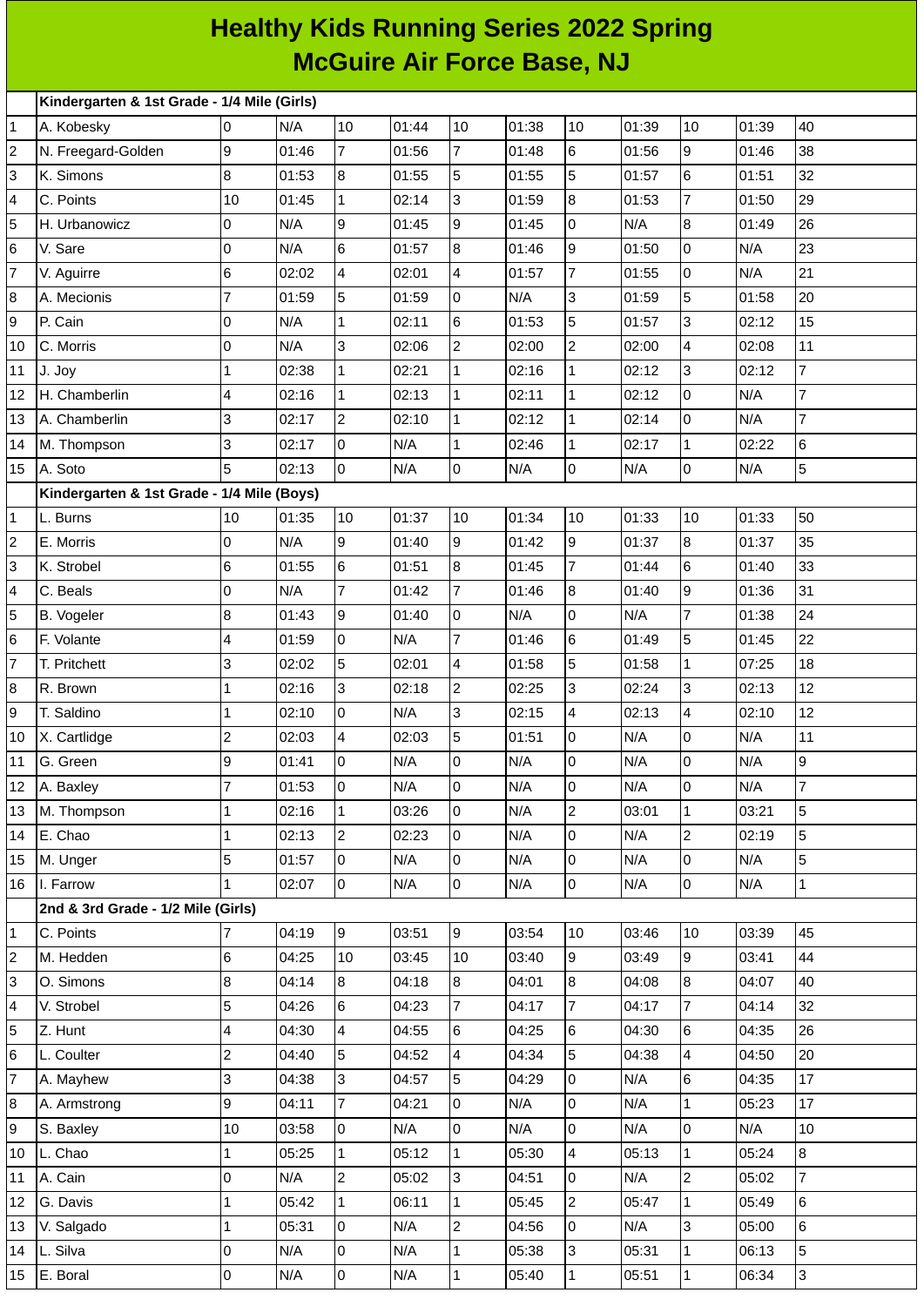# Healthy Kids Running Series 2022 Spring
## McGuire Air Force Base, NJ

| | Kindergarten & 1st Grade - 1/4 Mile (Girls) | | | | | | | | | | | |
|---|---|---|---|---|---|---|---|---|---|---|---|---|
| 1 | A. Kobesky | 0 | N/A | 10 | 01:44 | 10 | 01:38 | 10 | 01:39 | 10 | 01:39 | 40 |
| 2 | N. Freegard-Golden | 9 | 01:46 | 7 | 01:56 | 7 | 01:48 | 6 | 01:56 | 9 | 01:46 | 38 |
| 3 | K. Simons | 8 | 01:53 | 8 | 01:55 | 5 | 01:55 | 5 | 01:57 | 6 | 01:51 | 32 |
| 4 | C. Points | 10 | 01:45 | 1 | 02:14 | 3 | 01:59 | 8 | 01:53 | 7 | 01:50 | 29 |
| 5 | H. Urbanowicz | 0 | N/A | 9 | 01:45 | 9 | 01:45 | 0 | N/A | 8 | 01:49 | 26 |
| 6 | V. Sare | 0 | N/A | 6 | 01:57 | 8 | 01:46 | 9 | 01:50 | 0 | N/A | 23 |
| 7 | V. Aguirre | 6 | 02:02 | 4 | 02:01 | 4 | 01:57 | 7 | 01:55 | 0 | N/A | 21 |
| 8 | A. Mecionis | 7 | 01:59 | 5 | 01:59 | 0 | N/A | 3 | 01:59 | 5 | 01:58 | 20 |
| 9 | P. Cain | 0 | N/A | 1 | 02:11 | 6 | 01:53 | 5 | 01:57 | 3 | 02:12 | 15 |
| 10 | C. Morris | 0 | N/A | 3 | 02:06 | 2 | 02:00 | 2 | 02:00 | 4 | 02:08 | 11 |
| 11 | J. Joy | 1 | 02:38 | 1 | 02:21 | 1 | 02:16 | 1 | 02:12 | 3 | 02:12 | 7 |
| 12 | H. Chamberlin | 4 | 02:16 | 1 | 02:13 | 1 | 02:11 | 1 | 02:12 | 0 | N/A | 7 |
| 13 | A. Chamberlin | 3 | 02:17 | 2 | 02:10 | 1 | 02:12 | 1 | 02:14 | 0 | N/A | 7 |
| 14 | M. Thompson | 3 | 02:17 | 0 | N/A | 1 | 02:46 | 1 | 02:17 | 1 | 02:22 | 6 |
| 15 | A. Soto | 5 | 02:13 | 0 | N/A | 0 | N/A | 0 | N/A | 0 | N/A | 5 |
| | **Kindergarten & 1st Grade - 1/4 Mile (Boys)** | | | | | | | | | | | |
| 1 | L. Burns | 10 | 01:35 | 10 | 01:37 | 10 | 01:34 | 10 | 01:33 | 10 | 01:33 | 50 |
| 2 | E. Morris | 0 | N/A | 9 | 01:40 | 9 | 01:42 | 9 | 01:37 | 8 | 01:37 | 35 |
| 3 | K. Strobel | 6 | 01:55 | 6 | 01:51 | 8 | 01:45 | 7 | 01:44 | 6 | 01:40 | 33 |
| 4 | C. Beals | 0 | N/A | 7 | 01:42 | 7 | 01:46 | 8 | 01:40 | 9 | 01:36 | 31 |
| 5 | B. Vogeler | 8 | 01:43 | 9 | 01:40 | 0 | N/A | 0 | N/A | 7 | 01:38 | 24 |
| 6 | F. Volante | 4 | 01:59 | 0 | N/A | 7 | 01:46 | 6 | 01:49 | 5 | 01:45 | 22 |
| 7 | T. Pritchett | 3 | 02:02 | 5 | 02:01 | 4 | 01:58 | 5 | 01:58 | 1 | 07:25 | 18 |
| 8 | R. Brown | 1 | 02:16 | 3 | 02:18 | 2 | 02:25 | 3 | 02:24 | 3 | 02:13 | 12 |
| 9 | T. Saldino | 1 | 02:10 | 0 | N/A | 3 | 02:15 | 4 | 02:13 | 4 | 02:10 | 12 |
| 10 | X. Cartlidge | 2 | 02:03 | 4 | 02:03 | 5 | 01:51 | 0 | N/A | 0 | N/A | 11 |
| 11 | G. Green | 9 | 01:41 | 0 | N/A | 0 | N/A | 0 | N/A | 0 | N/A | 9 |
| 12 | A. Baxley | 7 | 01:53 | 0 | N/A | 0 | N/A | 0 | N/A | 0 | N/A | 7 |
| 13 | M. Thompson | 1 | 02:16 | 1 | 03:26 | 0 | N/A | 2 | 03:01 | 1 | 03:21 | 5 |
| 14 | E. Chao | 1 | 02:13 | 2 | 02:23 | 0 | N/A | 0 | N/A | 2 | 02:19 | 5 |
| 15 | M. Unger | 5 | 01:57 | 0 | N/A | 0 | N/A | 0 | N/A | 0 | N/A | 5 |
| 16 | I. Farrow | 1 | 02:07 | 0 | N/A | 0 | N/A | 0 | N/A | 0 | N/A | 1 |
| | **2nd & 3rd Grade - 1/2 Mile (Girls)** | | | | | | | | | | | |
| 1 | C. Points | 7 | 04:19 | 9 | 03:51 | 9 | 03:54 | 10 | 03:46 | 10 | 03:39 | 45 |
| 2 | M. Hedden | 6 | 04:25 | 10 | 03:45 | 10 | 03:40 | 9 | 03:49 | 9 | 03:41 | 44 |
| 3 | O. Simons | 8 | 04:14 | 8 | 04:18 | 8 | 04:01 | 8 | 04:08 | 8 | 04:07 | 40 |
| 4 | V. Strobel | 5 | 04:26 | 6 | 04:23 | 7 | 04:17 | 7 | 04:17 | 7 | 04:14 | 32 |
| 5 | Z. Hunt | 4 | 04:30 | 4 | 04:55 | 6 | 04:25 | 6 | 04:30 | 6 | 04:35 | 26 |
| 6 | L. Coulter | 2 | 04:40 | 5 | 04:52 | 4 | 04:34 | 5 | 04:38 | 4 | 04:50 | 20 |
| 7 | A. Mayhew | 3 | 04:38 | 3 | 04:57 | 5 | 04:29 | 0 | N/A | 6 | 04:35 | 17 |
| 8 | A. Armstrong | 9 | 04:11 | 7 | 04:21 | 0 | N/A | 0 | N/A | 1 | 05:23 | 17 |
| 9 | S. Baxley | 10 | 03:58 | 0 | N/A | 0 | N/A | 0 | N/A | 0 | N/A | 10 |
| 10 | L. Chao | 1 | 05:25 | 1 | 05:12 | 1 | 05:30 | 4 | 05:13 | 1 | 05:24 | 8 |
| 11 | A. Cain | 0 | N/A | 2 | 05:02 | 3 | 04:51 | 0 | N/A | 2 | 05:02 | 7 |
| 12 | G. Davis | 1 | 05:42 | 1 | 06:11 | 1 | 05:45 | 2 | 05:47 | 1 | 05:49 | 6 |
| 13 | V. Salgado | 1 | 05:31 | 0 | N/A | 2 | 04:56 | 0 | N/A | 3 | 05:00 | 6 |
| 14 | L. Silva | 0 | N/A | 0 | N/A | 1 | 05:38 | 3 | 05:31 | 1 | 06:13 | 5 |
| 15 | E. Boral | 0 | N/A | 0 | N/A | 1 | 05:40 | 1 | 05:51 | 1 | 06:34 | 3 |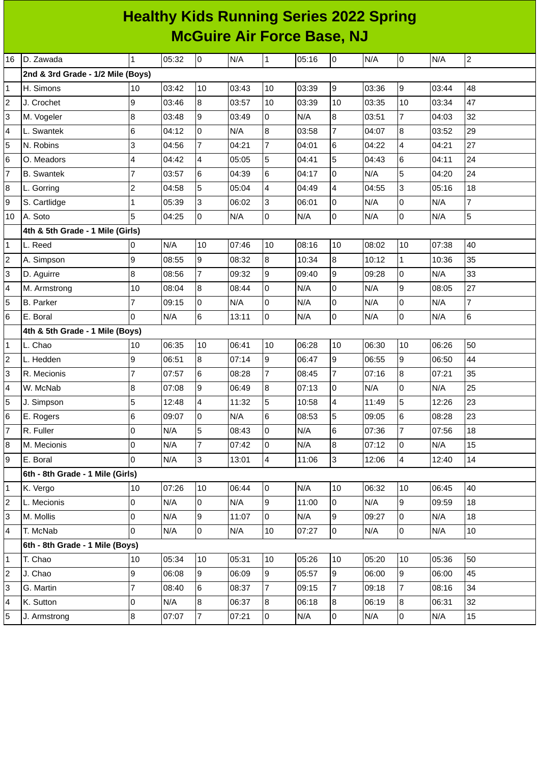# Healthy Kids Running Series 2022 Spring
## McGuire Air Force Base, NJ

| | | | | | | | | | | | | |
|---|---|---|---|---|---|---|---|---|---|---|---|---|
| 16 | D. Zawada | 1 | 05:32 | 0 | N/A | 1 | 05:16 | 0 | N/A | 0 | N/A | 2 |
| | **2nd & 3rd Grade - 1/2 Mile (Boys)** | | | | | | | | | | | |
| 1 | H. Simons | 10 | 03:42 | 10 | 03:43 | 10 | 03:39 | 9 | 03:36 | 9 | 03:44 | 48 |
| 2 | J. Crochet | 9 | 03:46 | 8 | 03:57 | 10 | 03:39 | 10 | 03:35 | 10 | 03:34 | 47 |
| 3 | M. Vogeler | 8 | 03:48 | 9 | 03:49 | 0 | N/A | 8 | 03:51 | 7 | 04:03 | 32 |
| 4 | L. Swantek | 6 | 04:12 | 0 | N/A | 8 | 03:58 | 7 | 04:07 | 8 | 03:52 | 29 |
| 5 | N. Robins | 3 | 04:56 | 7 | 04:21 | 7 | 04:01 | 6 | 04:22 | 4 | 04:21 | 27 |
| 6 | O. Meadors | 4 | 04:42 | 4 | 05:05 | 5 | 04:41 | 5 | 04:43 | 6 | 04:11 | 24 |
| 7 | B. Swantek | 7 | 03:57 | 6 | 04:39 | 6 | 04:17 | 0 | N/A | 5 | 04:20 | 24 |
| 8 | L. Gorring | 2 | 04:58 | 5 | 05:04 | 4 | 04:49 | 4 | 04:55 | 3 | 05:16 | 18 |
| 9 | S. Cartlidge | 1 | 05:39 | 3 | 06:02 | 3 | 06:01 | 0 | N/A | 0 | N/A | 7 |
| 10 | A. Soto | 5 | 04:25 | 0 | N/A | 0 | N/A | 0 | N/A | 0 | N/A | 5 |
| | **4th & 5th Grade - 1 Mile (Girls)** | | | | | | | | | | | |
| 1 | L. Reed | 0 | N/A | 10 | 07:46 | 10 | 08:16 | 10 | 08:02 | 10 | 07:38 | 40 |
| 2 | A. Simpson | 9 | 08:55 | 9 | 08:32 | 8 | 10:34 | 8 | 10:12 | 1 | 10:36 | 35 |
| 3 | D. Aguirre | 8 | 08:56 | 7 | 09:32 | 9 | 09:40 | 9 | 09:28 | 0 | N/A | 33 |
| 4 | M. Armstrong | 10 | 08:04 | 8 | 08:44 | 0 | N/A | 0 | N/A | 9 | 08:05 | 27 |
| 5 | B. Parker | 7 | 09:15 | 0 | N/A | 0 | N/A | 0 | N/A | 0 | N/A | 7 |
| 6 | E. Boral | 0 | N/A | 6 | 13:11 | 0 | N/A | 0 | N/A | 0 | N/A | 6 |
| | **4th & 5th Grade - 1 Mile (Boys)** | | | | | | | | | | | |
| 1 | L. Chao | 10 | 06:35 | 10 | 06:41 | 10 | 06:28 | 10 | 06:30 | 10 | 06:26 | 50 |
| 2 | L. Hedden | 9 | 06:51 | 8 | 07:14 | 9 | 06:47 | 9 | 06:55 | 9 | 06:50 | 44 |
| 3 | R. Mecionis | 7 | 07:57 | 6 | 08:28 | 7 | 08:45 | 7 | 07:16 | 8 | 07:21 | 35 |
| 4 | W. McNab | 8 | 07:08 | 9 | 06:49 | 8 | 07:13 | 0 | N/A | 0 | N/A | 25 |
| 5 | J. Simpson | 5 | 12:48 | 4 | 11:32 | 5 | 10:58 | 4 | 11:49 | 5 | 12:26 | 23 |
| 6 | E. Rogers | 6 | 09:07 | 0 | N/A | 6 | 08:53 | 5 | 09:05 | 6 | 08:28 | 23 |
| 7 | R. Fuller | 0 | N/A | 5 | 08:43 | 0 | N/A | 6 | 07:36 | 7 | 07:56 | 18 |
| 8 | M. Mecionis | 0 | N/A | 7 | 07:42 | 0 | N/A | 8 | 07:12 | 0 | N/A | 15 |
| 9 | E. Boral | 0 | N/A | 3 | 13:01 | 4 | 11:06 | 3 | 12:06 | 4 | 12:40 | 14 |
| | **6th - 8th Grade - 1 Mile (Girls)** | | | | | | | | | | | |
| 1 | K. Vergo | 10 | 07:26 | 10 | 06:44 | 0 | N/A | 10 | 06:32 | 10 | 06:45 | 40 |
| 2 | L. Mecionis | 0 | N/A | 0 | N/A | 9 | 11:00 | 0 | N/A | 9 | 09:59 | 18 |
| 3 | M. Mollis | 0 | N/A | 9 | 11:07 | 0 | N/A | 9 | 09:27 | 0 | N/A | 18 |
| 4 | T. McNab | 0 | N/A | 0 | N/A | 10 | 07:27 | 0 | N/A | 0 | N/A | 10 |
| | **6th - 8th Grade - 1 Mile (Boys)** | | | | | | | | | | | |
| 1 | T. Chao | 10 | 05:34 | 10 | 05:31 | 10 | 05:26 | 10 | 05:20 | 10 | 05:36 | 50 |
| 2 | J. Chao | 9 | 06:08 | 9 | 06:09 | 9 | 05:57 | 9 | 06:00 | 9 | 06:00 | 45 |
| 3 | G. Martin | 7 | 08:40 | 6 | 08:37 | 7 | 09:15 | 7 | 09:18 | 7 | 08:16 | 34 |
| 4 | K. Sutton | 0 | N/A | 8 | 06:37 | 8 | 06:18 | 8 | 06:19 | 8 | 06:31 | 32 |
| 5 | J. Armstrong | 8 | 07:07 | 7 | 07:21 | 0 | N/A | 0 | N/A | 0 | N/A | 15 |